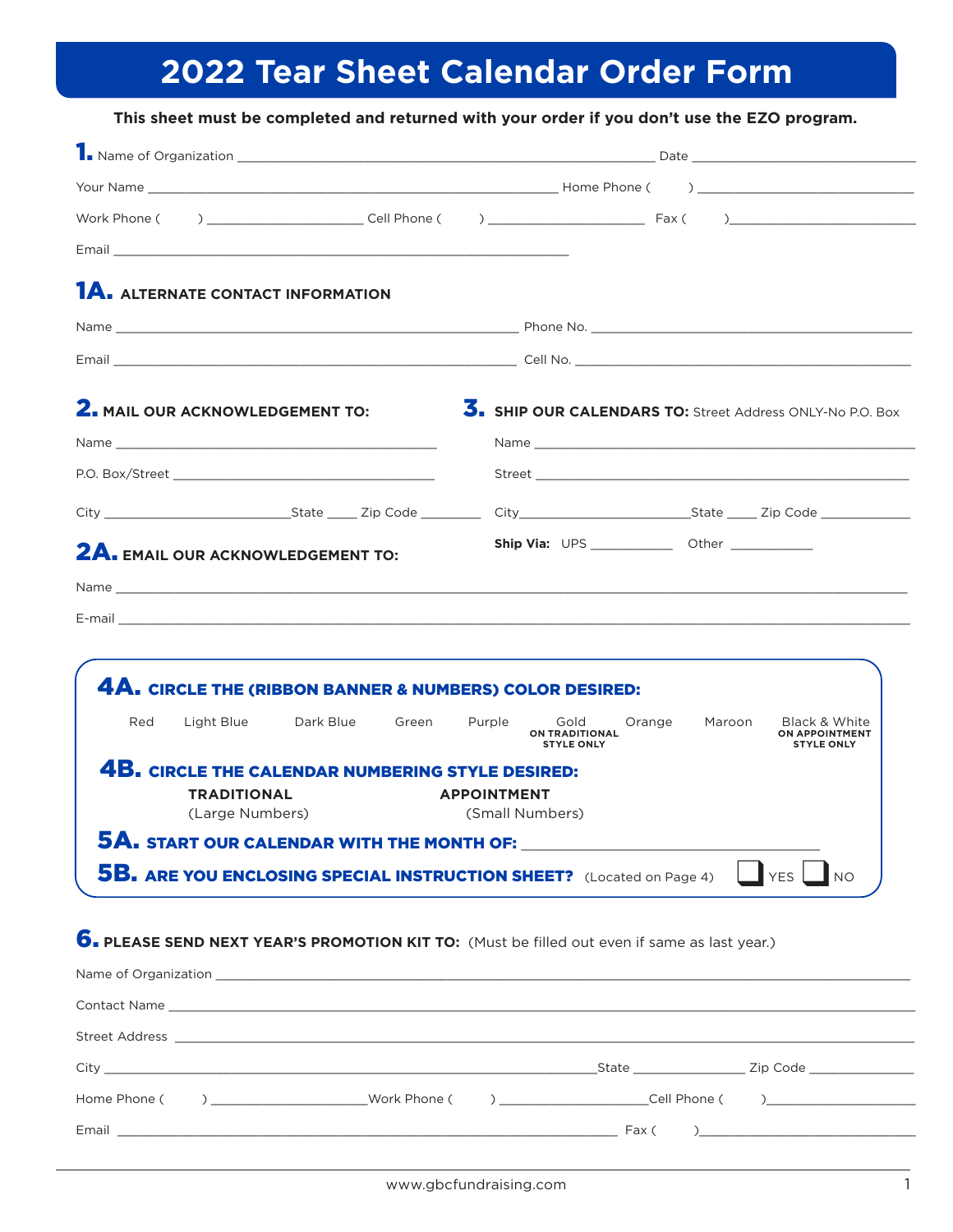# 2022 Tear Sheet Calendar Order Form

**This sheet must be completed and returned with your order if you don't use the EZO program.**

**1.** Name of Organization ______________________________ Date ____________________

Your Name ______________________________ Home Phone (     ) ____________________

Work Phone (     ) ______________ Cell Phone (     ) ______________ Fax (     ) ______________

Email ______________________________

## 1A. ALTERNATE CONTACT INFORMATION

Name ______________________________ Phone No. ______________________________

Email ______________________________ Cell No. ______________________________

## 2. MAIL OUR ACKNOWLEDGEMENT TO:

Name ______________________________

P.O. Box/Street ______________________________

City ______________ State ____ Zip Code ________

## 3. SHIP OUR CALENDARS TO: Street Address ONLY-No P.O. Box

Name ______________________________

Street ______________________________

City ______________ State ____ Zip Code ________

**Ship Via:** UPS ________ Other ________

## 2A. EMAIL OUR ACKNOWLEDGEMENT TO:

Name ______________________________

E-mail ______________________________

## 4A. CIRCLE THE (RIBBON BANNER & NUMBERS) COLOR DESIRED:

Red     Light Blue     Dark Blue     Green     Purple     Gold **ON TRADITIONAL STYLE ONLY**     Orange     Maroon     Black & White **ON APPOINTMENT STYLE ONLY**

## 4B. CIRCLE THE CALENDAR NUMBERING STYLE DESIRED:

**TRADITIONAL** (Large Numbers)     **APPOINTMENT** (Small Numbers)

## 5A. START OUR CALENDAR WITH THE MONTH OF: ______________________________

## 5B. ARE YOU ENCLOSING SPECIAL INSTRUCTION SHEET? (Located on Page 4) ☐ YES ☐ NO

## 6. PLEASE SEND NEXT YEAR'S PROMOTION KIT TO: (Must be filled out even if same as last year.)

Name of Organization ______________________________

Contact Name ______________________________

Street Address ______________________________

City ______________________________ State ______________ Zip Code ______________

Home Phone (     ) ______________ Work Phone (     ) ______________ Cell Phone (     ) ______________

Email ______________________________ Fax (     ) ______________

www.gbcfundraising.com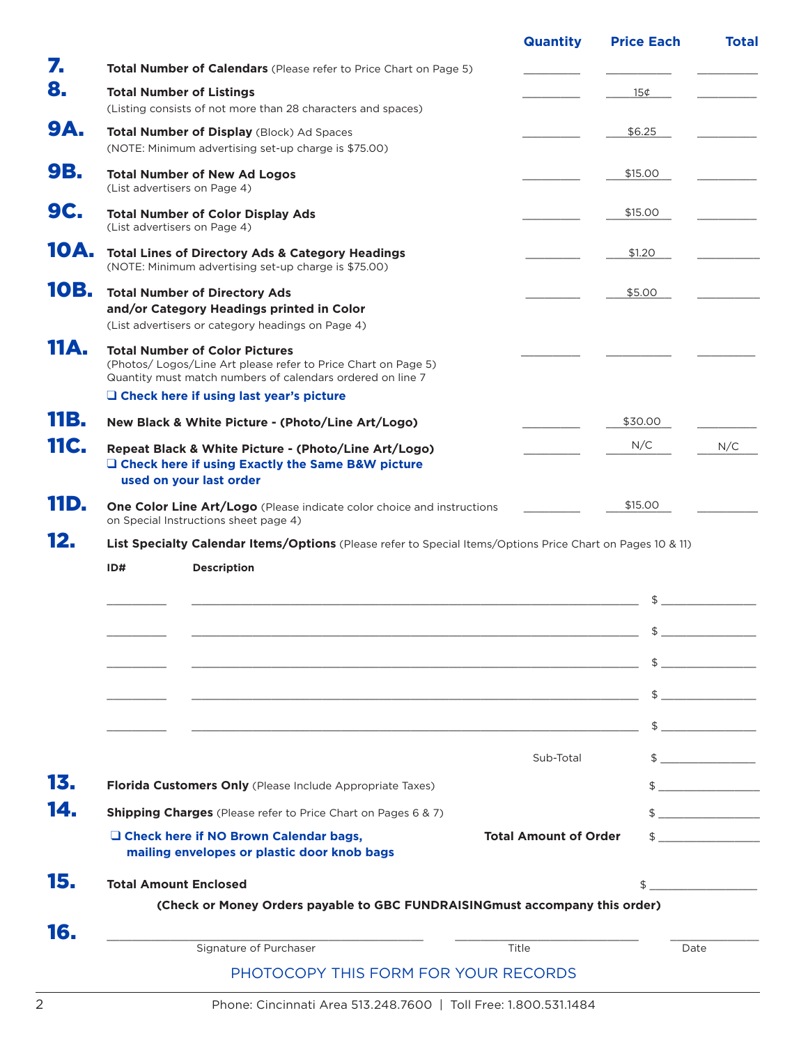| | | Quantity | Price Each | Total |
|---|---|---|---|---|
| **7.** | **Total Number of Calendars** (Please refer to Price Chart on Page 5) | ________ | ________ | ________ |
| **8.** | **Total Number of Listings** (Listing consists of not more than 28 characters and spaces) | ________ | 15¢ | ________ |
| **9A.** | **Total Number of Display** (Block) Ad Spaces (NOTE: Minimum advertising set-up charge is $75.00) | ________ | $6.25 | ________ |
| **9B.** | **Total Number of New Ad Logos** (List advertisers on Page 4) | ________ | $15.00 | ________ |
| **9C.** | **Total Number of Color Display Ads** (List advertisers on Page 4) | ________ | $15.00 | ________ |
| **10A.** | **Total Lines of Directory Ads & Category Headings** (NOTE: Minimum advertising set-up charge is $75.00) | ________ | $1.20 | ________ |
| **10B.** | **Total Number of Directory Ads and/or Category Headings printed in Color** (List advertisers or category headings on Page 4) | ________ | $5.00 | ________ |
| **11A.** | **Total Number of Color Pictures** (Photos/ Logos/Line Art please refer to Price Chart on Page 5) Quantity must match numbers of calendars ordered on line 7 ❑ **Check here if using last year's picture** | ________ | ________ | ________ |
| **11B.** | **New Black & White Picture - (Photo/Line Art/Logo)** | ________ | $30.00 | ________ |
| **11C.** | **Repeat Black & White Picture - (Photo/Line Art/Logo)** ❑ **Check here if using Exactly the Same B&W picture used on your last order** | ________ | N/C | N/C |
| **11D.** | **One Color Line Art/Logo** (Please indicate color choice and instructions on Special Instructions sheet page 4) | ________ | $15.00 | ________ |

**12.** **List Specialty Calendar Items/Options** (Please refer to Special Items/Options Price Chart on Pages 10 & 11)

| ID# | Description | |
|---|---|---|
| ________ | ________________________________________ | $ ________ |
| ________ | ________________________________________ | $ ________ |
| ________ | ________________________________________ | $ ________ |
| ________ | ________________________________________ | $ ________ |
| ________ | ________________________________________ | $ ________ |
| | Sub-Total | $ ________ |

**13.** **Florida Customers Only** (Please Include Appropriate Taxes) $ ________

**14.** **Shipping Charges** (Please refer to Price Chart on Pages 6 & 7) $ ________

❑ **Check here if NO Brown Calendar bags, mailing envelopes or plastic door knob bags**

**Total Amount of Order** $ ________

**15.** **Total Amount Enclosed** $ ________

**(Check or Money Orders payable to GBC FUNDRAISINGmust accompany this order)**

**16.**

______________________________ Signature of Purchaser

______________________________ Title

______________ Date

PHOTOCOPY THIS FORM FOR YOUR RECORDS

Phone: Cincinnati Area 513.248.7600 | Toll Free: 1.800.531.1484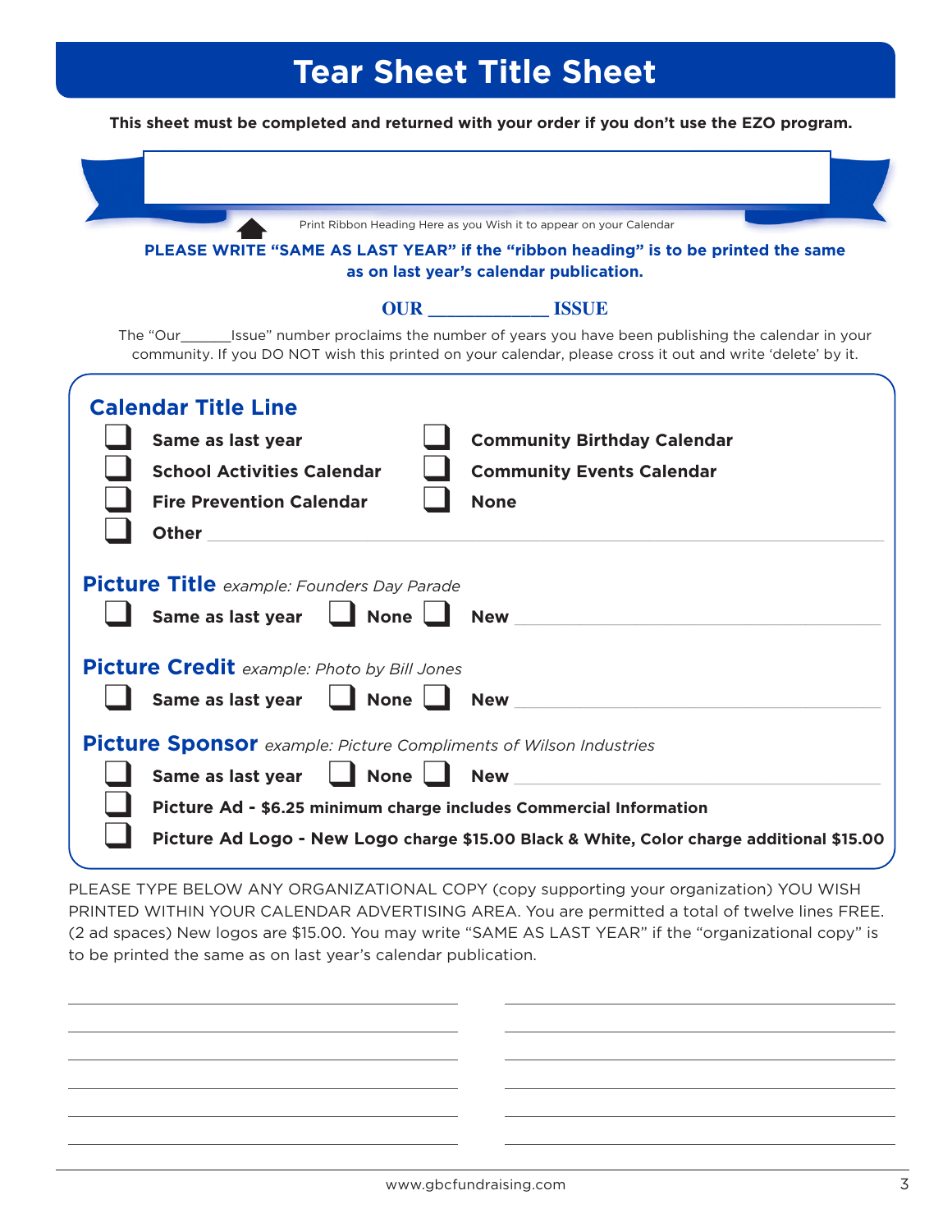# Tear Sheet Title Sheet

**This sheet must be completed and returned with your order if you don't use the EZO program.**

Print Ribbon Heading Here as you Wish it to appear on your Calendar

**PLEASE WRITE "SAME AS LAST YEAR" if the "ribbon heading" is to be printed the same as on last year's calendar publication.**

**OUR \_\_\_\_\_\_\_\_\_\_\_\_ ISSUE**

The "Our\_\_\_\_\_\_Issue" number proclaims the number of years you have been publishing the calendar in your community. If you DO NOT wish this printed on your calendar, please cross it out and write 'delete' by it.

## Calendar Title Line

- ☐ **Same as last year**
- ☐ **School Activities Calendar**
- ☐ **Fire Prevention Calendar**
- ☐ **Other** \_\_\_\_\_\_\_\_\_\_\_\_\_\_\_\_\_\_\_\_\_\_\_\_\_\_\_\_\_\_\_\_\_\_\_\_\_\_\_\_
- ☐ **Community Birthday Calendar**
- ☐ **Community Events Calendar**
- ☐ **None**

## Picture Title *example: Founders Day Parade*

☐ **Same as last year** ☐ **None** ☐ **New** \_\_\_\_\_\_\_\_\_\_\_\_\_\_\_\_\_\_\_\_\_\_\_\_\_\_\_\_\_\_

## Picture Credit *example: Photo by Bill Jones*

☐ **Same as last year** ☐ **None** ☐ **New** \_\_\_\_\_\_\_\_\_\_\_\_\_\_\_\_\_\_\_\_\_\_\_\_\_\_\_\_\_\_

## Picture Sponsor *example: Picture Compliments of Wilson Industries*

☐ **Same as last year** ☐ **None** ☐ **New** \_\_\_\_\_\_\_\_\_\_\_\_\_\_\_\_\_\_\_\_\_\_\_\_\_\_\_\_\_\_

☐ **Picture Ad - $6.25 minimum charge includes Commercial Information**

☐ **Picture Ad Logo - New Logo charge $15.00 Black & White, Color charge additional $15.00**

PLEASE TYPE BELOW ANY ORGANIZATIONAL COPY (copy supporting your organization) YOU WISH PRINTED WITHIN YOUR CALENDAR ADVERTISING AREA. You are permitted a total of twelve lines FREE. (2 ad spaces) New logos are $15.00. You may write "SAME AS LAST YEAR" if the "organizational copy" is to be printed the same as on last year's calendar publication.

\_\_\_\_\_\_\_\_\_\_\_\_\_\_\_\_\_\_\_\_\_\_\_\_\_\_\_\_\_\_ \_\_\_\_\_\_\_\_\_\_\_\_\_\_\_\_\_\_\_\_\_\_\_\_\_\_\_\_\_\_

\_\_\_\_\_\_\_\_\_\_\_\_\_\_\_\_\_\_\_\_\_\_\_\_\_\_\_\_\_\_ \_\_\_\_\_\_\_\_\_\_\_\_\_\_\_\_\_\_\_\_\_\_\_\_\_\_\_\_\_\_

\_\_\_\_\_\_\_\_\_\_\_\_\_\_\_\_\_\_\_\_\_\_\_\_\_\_\_\_\_\_ \_\_\_\_\_\_\_\_\_\_\_\_\_\_\_\_\_\_\_\_\_\_\_\_\_\_\_\_\_\_

\_\_\_\_\_\_\_\_\_\_\_\_\_\_\_\_\_\_\_\_\_\_\_\_\_\_\_\_\_\_ \_\_\_\_\_\_\_\_\_\_\_\_\_\_\_\_\_\_\_\_\_\_\_\_\_\_\_\_\_\_

\_\_\_\_\_\_\_\_\_\_\_\_\_\_\_\_\_\_\_\_\_\_\_\_\_\_\_\_\_\_ \_\_\_\_\_\_\_\_\_\_\_\_\_\_\_\_\_\_\_\_\_\_\_\_\_\_\_\_\_\_

\_\_\_\_\_\_\_\_\_\_\_\_\_\_\_\_\_\_\_\_\_\_\_\_\_\_\_\_\_\_ \_\_\_\_\_\_\_\_\_\_\_\_\_\_\_\_\_\_\_\_\_\_\_\_\_\_\_\_\_\_

www.gbcfundraising.com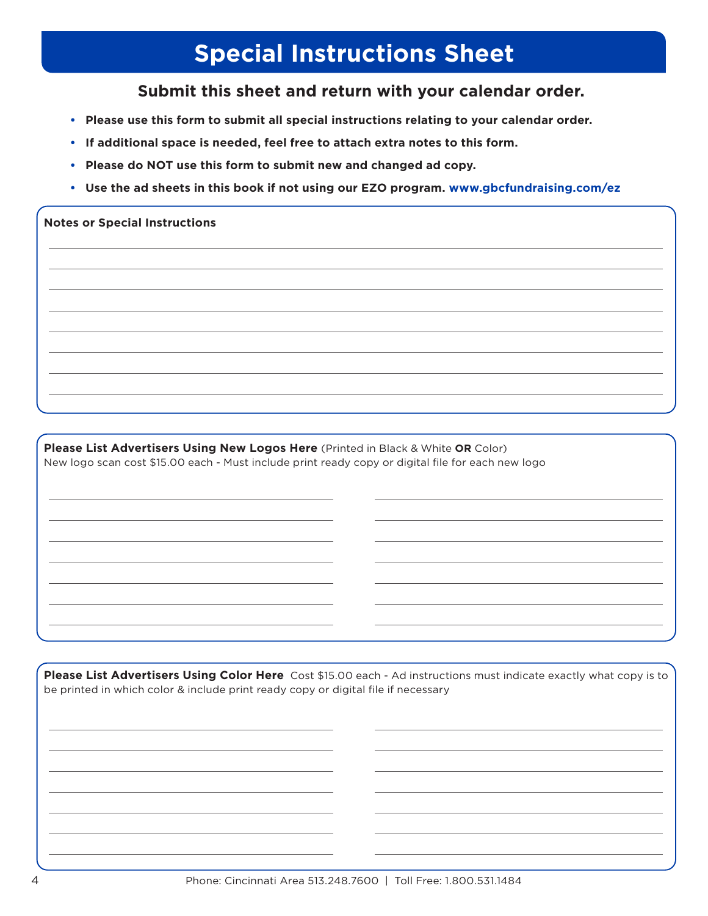# Special Instructions Sheet

## Submit this sheet and return with your calendar order.

- **Please use this form to submit all special instructions relating to your calendar order.**
- **If additional space is needed, feel free to attach extra notes to this form.**
- **Please do NOT use this form to submit new and changed ad copy.**
- **Use the ad sheets in this book if not using our EZO program. www.gbcfundraising.com/ez**

**Notes or Special Instructions**

______________________________________________________________________

______________________________________________________________________

______________________________________________________________________

______________________________________________________________________

______________________________________________________________________

______________________________________________________________________

______________________________________________________________________

______________________________________________________________________

**Please List Advertisers Using New Logos Here** (Printed in Black & White **OR** Color)
New logo scan cost $15.00 each - Must include print ready copy or digital file for each new logo

| | |
|---|---|
| ______________________ | ______________________ |
| ______________________ | ______________________ |
| ______________________ | ______________________ |
| ______________________ | ______________________ |
| ______________________ | ______________________ |
| ______________________ | ______________________ |
| ______________________ | ______________________ |

**Please List Advertisers Using Color Here** Cost $15.00 each - Ad instructions must indicate exactly what copy is to be printed in which color & include print ready copy or digital file if necessary

| | |
|---|---|
| ______________________ | ______________________ |
| ______________________ | ______________________ |
| ______________________ | ______________________ |
| ______________________ | ______________________ |
| ______________________ | ______________________ |
| ______________________ | ______________________ |
| ______________________ | ______________________ |

Phone: Cincinnati Area 513.248.7600 | Toll Free: 1.800.531.1484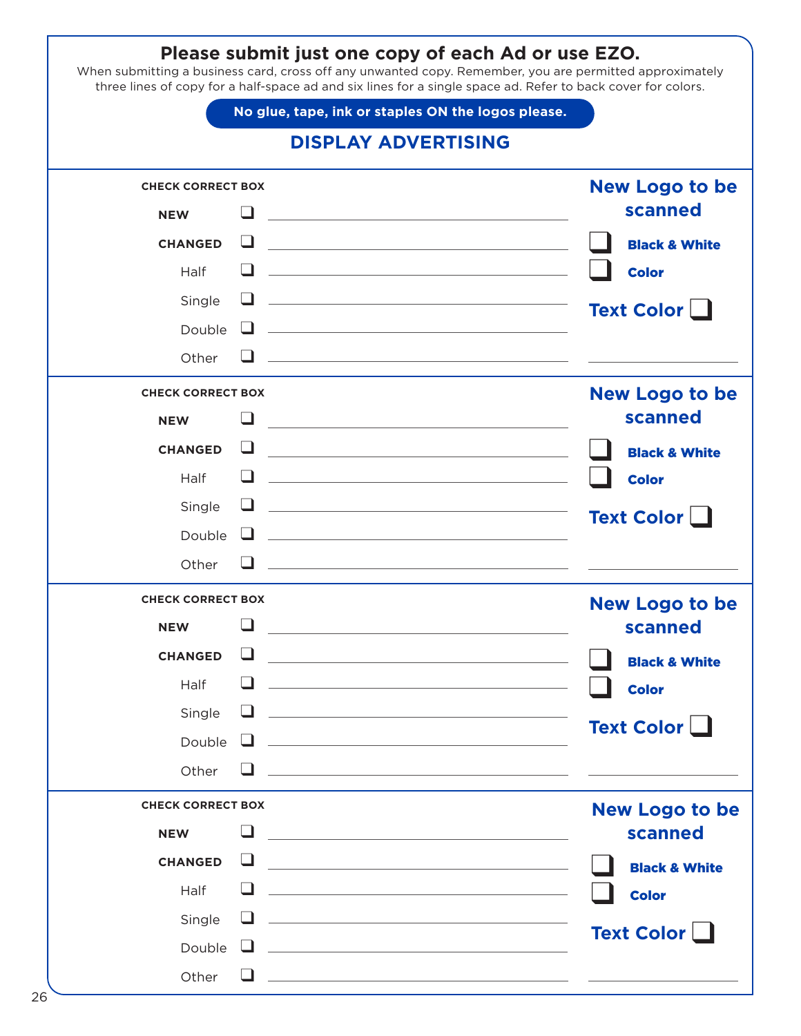## Please submit just one copy of each Ad or use EZO.

When submitting a business card, cross off any unwanted copy. Remember, you are permitted approximately three lines of copy for a half-space ad and six lines for a single space ad. Refer to back cover for colors.

**No glue, tape, ink or staples ON the logos please.**

## DISPLAY ADVERTISING

**CHECK CORRECT BOX**

- **NEW** ❑ ______________________
- **CHANGED** ❑ ______________________
- Half ❑ ______________________
- Single ❑ ______________________
- Double ❑ ______________________
- Other ❑ ______________________

**New Logo to be scanned**

- ❑ **Black & White**
- ❑ **Color**

**Text Color** ❑ ______________________

---

**CHECK CORRECT BOX**

- **NEW** ❑ ______________________
- **CHANGED** ❑ ______________________
- Half ❑ ______________________
- Single ❑ ______________________
- Double ❑ ______________________
- Other ❑ ______________________

**New Logo to be scanned**

- ❑ **Black & White**
- ❑ **Color**

**Text Color** ❑ ______________________

---

**CHECK CORRECT BOX**

- **NEW** ❑ ______________________
- **CHANGED** ❑ ______________________
- Half ❑ ______________________
- Single ❑ ______________________
- Double ❑ ______________________
- Other ❑ ______________________

**New Logo to be scanned**

- ❑ **Black & White**
- ❑ **Color**

**Text Color** ❑ ______________________

---

**CHECK CORRECT BOX**

- **NEW** ❑ ______________________
- **CHANGED** ❑ ______________________
- Half ❑ ______________________
- Single ❑ ______________________
- Double ❑ ______________________
- Other ❑ ______________________

**New Logo to be scanned**

- ❑ **Black & White**
- ❑ **Color**

**Text Color** ❑ ______________________